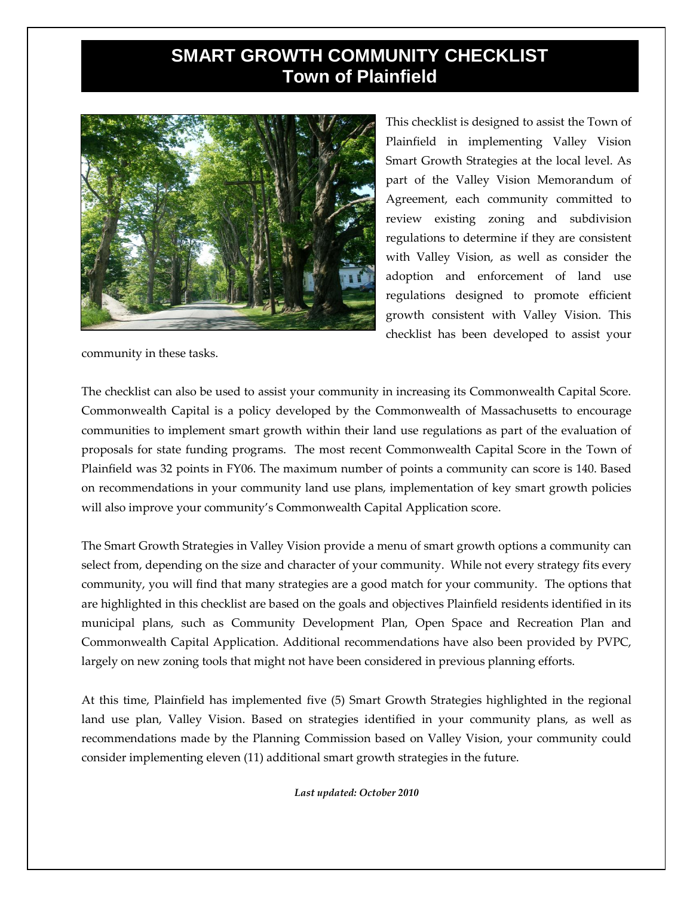# SMART GROWTH COMMUNITY CHECKLIST
## Town of Plainfield

This checklist is designed to assist the Town of Plainfield in implementing Valley Vision Smart Growth Strategies at the local level. As part of the Valley Vision Memorandum of Agreement, each community committed to review existing zoning and subdivision regulations to determine if they are consistent with Valley Vision, as well as consider the adoption and enforcement of land use regulations designed to promote efficient growth consistent with Valley Vision. This checklist has been developed to assist your community in these tasks.

The checklist can also be used to assist your community in increasing its Commonwealth Capital Score. Commonwealth Capital is a policy developed by the Commonwealth of Massachusetts to encourage communities to implement smart growth within their land use regulations as part of the evaluation of proposals for state funding programs. The most recent Commonwealth Capital Score in the Town of Plainfield was 32 points in FY06. The maximum number of points a community can score is 140. Based on recommendations in your community land use plans, implementation of key smart growth policies will also improve your community's Commonwealth Capital Application score.

The Smart Growth Strategies in Valley Vision provide a menu of smart growth options a community can select from, depending on the size and character of your community. While not every strategy fits every community, you will find that many strategies are a good match for your community. The options that are highlighted in this checklist are based on the goals and objectives Plainfield residents identified in its municipal plans, such as Community Development Plan, Open Space and Recreation Plan and Commonwealth Capital Application. Additional recommendations have also been provided by PVPC, largely on new zoning tools that might not have been considered in previous planning efforts.

At this time, Plainfield has implemented five (5) Smart Growth Strategies highlighted in the regional land use plan, Valley Vision. Based on strategies identified in your community plans, as well as recommendations made by the Planning Commission based on Valley Vision, your community could consider implementing eleven (11) additional smart growth strategies in the future.

***Last updated: October 2010***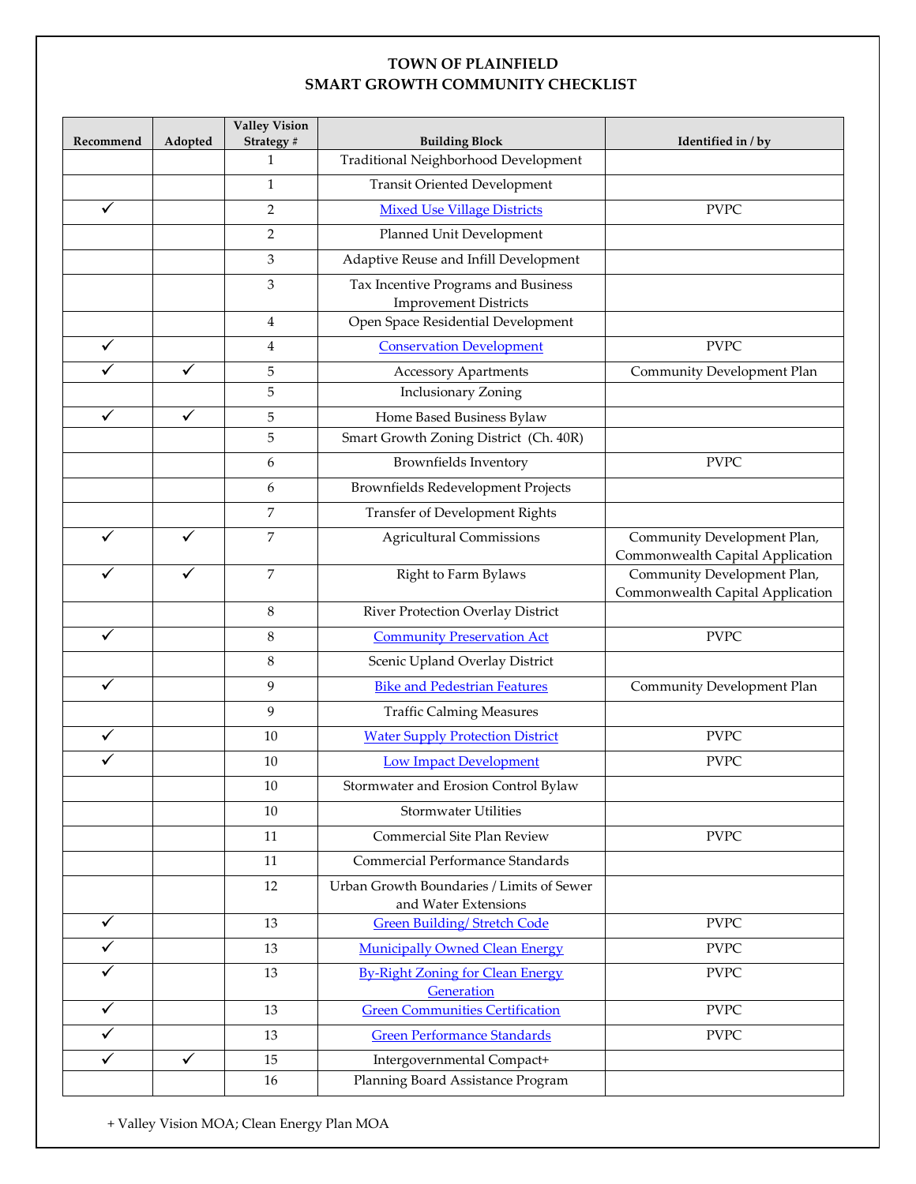# TOWN OF PLAINFIELD
## SMART GROWTH COMMUNITY CHECKLIST

| Recommend | Adopted | Valley Vision Strategy # | Building Block | Identified in / by |
|---|---|---|---|---|
| | | 1 | Traditional Neighborhood Development | |
| | | 1 | Transit Oriented Development | |
| ✓ | | 2 | Mixed Use Village Districts | PVPC |
| | | 2 | Planned Unit Development | |
| | | 3 | Adaptive Reuse and Infill Development | |
| | | 3 | Tax Incentive Programs and Business Improvement Districts | |
| | | 4 | Open Space Residential Development | |
| ✓ | | 4 | Conservation Development | PVPC |
| ✓ | ✓ | 5 | Accessory Apartments | Community Development Plan |
| | | 5 | Inclusionary Zoning | |
| ✓ | ✓ | 5 | Home Based Business Bylaw | |
| | | 5 | Smart Growth Zoning District (Ch. 40R) | |
| | | 6 | Brownfields Inventory | PVPC |
| | | 6 | Brownfields Redevelopment Projects | |
| | | 7 | Transfer of Development Rights | |
| ✓ | ✓ | 7 | Agricultural Commissions | Community Development Plan, Commonwealth Capital Application |
| ✓ | ✓ | 7 | Right to Farm Bylaws | Community Development Plan, Commonwealth Capital Application |
| | | 8 | River Protection Overlay District | |
| ✓ | | 8 | Community Preservation Act | PVPC |
| | | 8 | Scenic Upland Overlay District | |
| ✓ | | 9 | Bike and Pedestrian Features | Community Development Plan |
| | | 9 | Traffic Calming Measures | |
| ✓ | | 10 | Water Supply Protection District | PVPC |
| ✓ | | 10 | Low Impact Development | PVPC |
| | | 10 | Stormwater and Erosion Control Bylaw | |
| | | 10 | Stormwater Utilities | |
| | | 11 | Commercial Site Plan Review | PVPC |
| | | 11 | Commercial Performance Standards | |
| | | 12 | Urban Growth Boundaries / Limits of Sewer and Water Extensions | |
| ✓ | | 13 | Green Building/ Stretch Code | PVPC |
| ✓ | | 13 | Municipally Owned Clean Energy | PVPC |
| ✓ | | 13 | By-Right Zoning for Clean Energy Generation | PVPC |
| ✓ | | 13 | Green Communities Certification | PVPC |
| ✓ | | 13 | Green Performance Standards | PVPC |
| ✓ | ✓ | 15 | Intergovernmental Compact+ | |
| | | 16 | Planning Board Assistance Program | |

+ Valley Vision MOA; Clean Energy Plan MOA